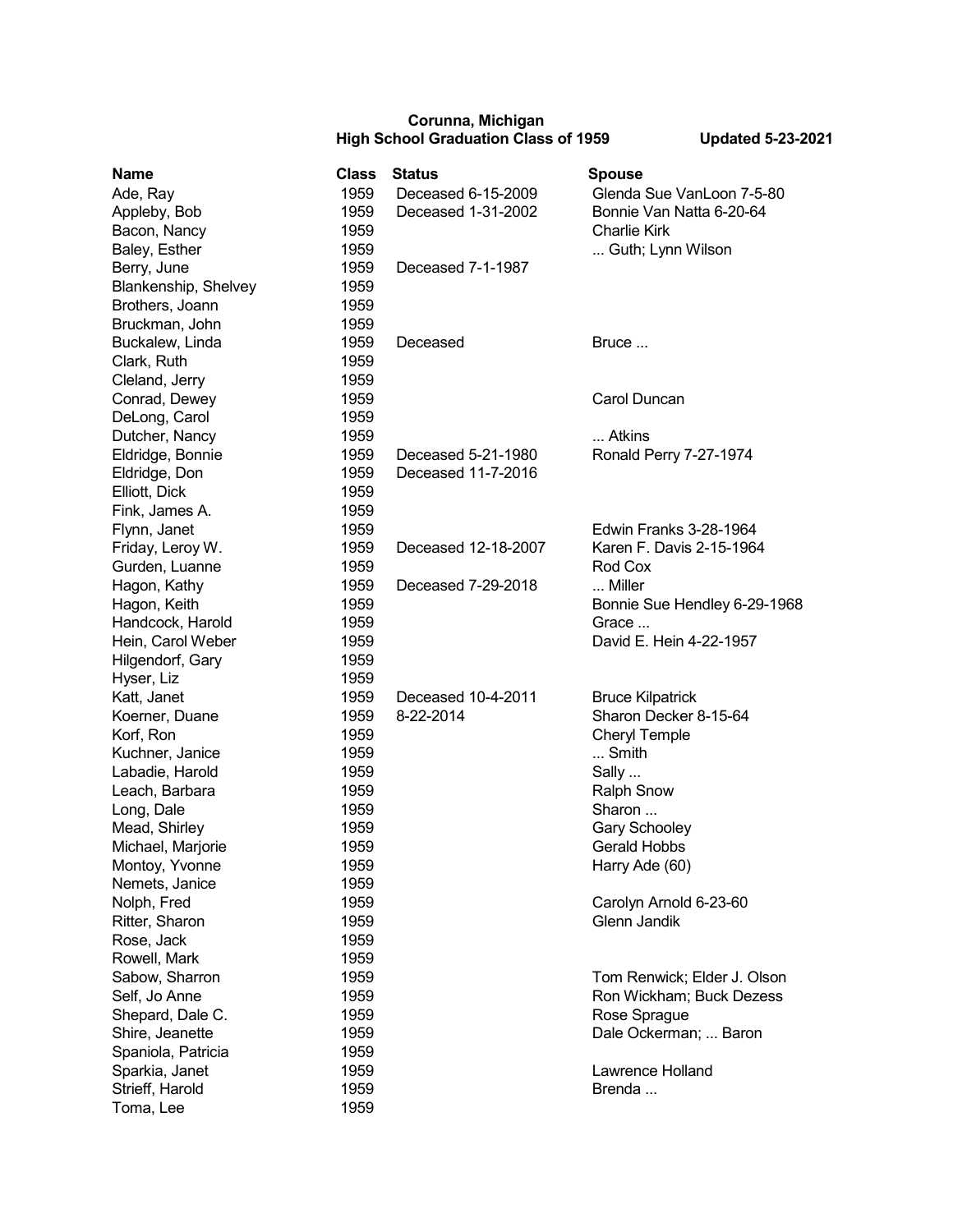**Corunna, Michigan**
**High School Graduation Class of 1959** **Updated 5-23-2021**

| Name | Class | Status | Spouse |
|---|---|---|---|
| Ade, Ray | 1959 | Deceased 6-15-2009 | Glenda Sue VanLoon 7-5-80 |
| Appleby, Bob | 1959 | Deceased 1-31-2002 | Bonnie Van Natta 6-20-64 |
| Bacon, Nancy | 1959 | | Charlie Kirk |
| Baley, Esther | 1959 | | ... Guth; Lynn Wilson |
| Berry, June | 1959 | Deceased 7-1-1987 | |
| Blankenship, Shelvey | 1959 | | |
| Brothers, Joann | 1959 | | |
| Bruckman, John | 1959 | | |
| Buckalew, Linda | 1959 | Deceased | Bruce ... |
| Clark, Ruth | 1959 | | |
| Cleland, Jerry | 1959 | | |
| Conrad, Dewey | 1959 | | Carol Duncan |
| DeLong, Carol | 1959 | | |
| Dutcher, Nancy | 1959 | | ... Atkins |
| Eldridge, Bonnie | 1959 | Deceased 5-21-1980 | Ronald Perry 7-27-1974 |
| Eldridge, Don | 1959 | Deceased 11-7-2016 | |
| Elliott, Dick | 1959 | | |
| Fink, James A. | 1959 | | |
| Flynn, Janet | 1959 | | Edwin Franks 3-28-1964 |
| Friday, Leroy W. | 1959 | Deceased 12-18-2007 | Karen F. Davis 2-15-1964 |
| Gurden, Luanne | 1959 | | Rod Cox |
| Hagon, Kathy | 1959 | Deceased 7-29-2018 | ... Miller |
| Hagon, Keith | 1959 | | Bonnie Sue Hendley 6-29-1968 |
| Handcock, Harold | 1959 | | Grace ... |
| Hein, Carol Weber | 1959 | | David E. Hein 4-22-1957 |
| Hilgendorf, Gary | 1959 | | |
| Hyser, Liz | 1959 | | |
| Katt, Janet | 1959 | Deceased 10-4-2011 | Bruce Kilpatrick |
| Koerner, Duane | 1959 | 8-22-2014 | Sharon Decker 8-15-64 |
| Korf, Ron | 1959 | | Cheryl Temple |
| Kuchner, Janice | 1959 | | ... Smith |
| Labadie, Harold | 1959 | | Sally ... |
| Leach, Barbara | 1959 | | Ralph Snow |
| Long, Dale | 1959 | | Sharon ... |
| Mead, Shirley | 1959 | | Gary Schooley |
| Michael, Marjorie | 1959 | | Gerald Hobbs |
| Montoy, Yvonne | 1959 | | Harry Ade (60) |
| Nemets, Janice | 1959 | | |
| Nolph, Fred | 1959 | | Carolyn Arnold 6-23-60 |
| Ritter, Sharon | 1959 | | Glenn Jandik |
| Rose, Jack | 1959 | | |
| Rowell, Mark | 1959 | | |
| Sabow, Sharron | 1959 | | Tom Renwick; Elder J. Olson |
| Self, Jo Anne | 1959 | | Ron Wickham; Buck Dezess |
| Shepard, Dale C. | 1959 | | Rose Sprague |
| Shire, Jeanette | 1959 | | Dale Ockerman; ... Baron |
| Spaniola, Patricia | 1959 | | |
| Sparkia, Janet | 1959 | | Lawrence Holland |
| Strieff, Harold | 1959 | | Brenda ... |
| Toma, Lee | 1959 | | |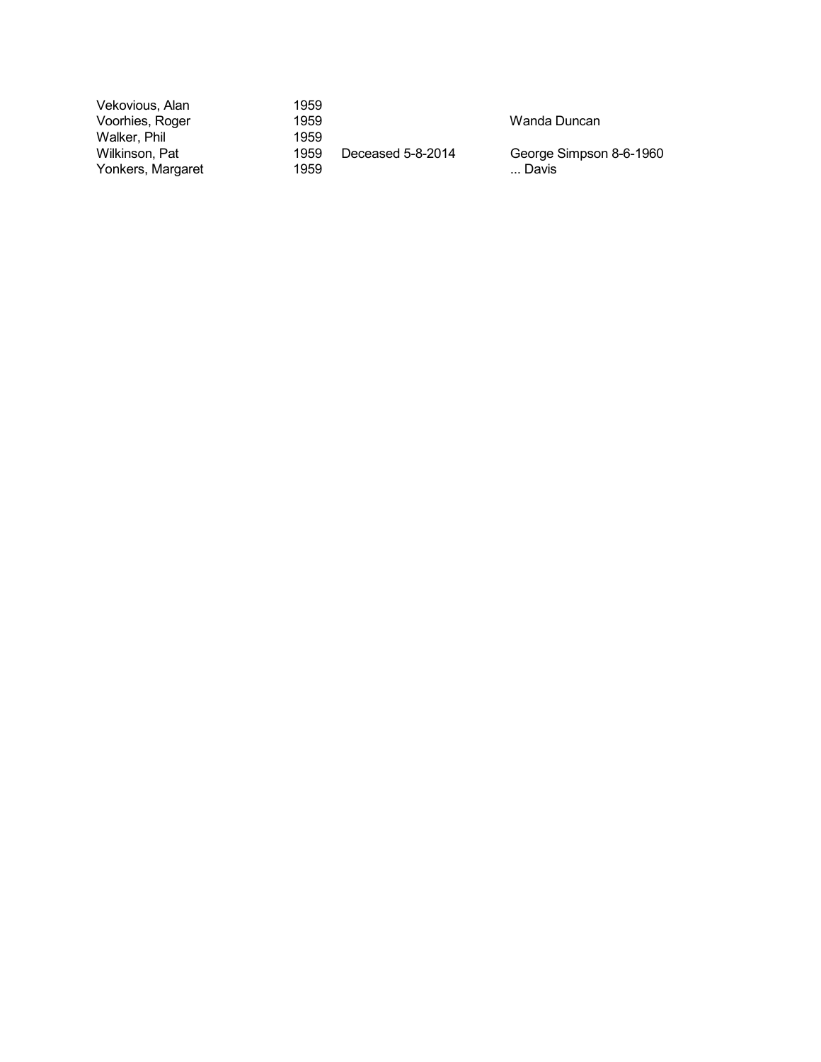| | | | |
|---|---|---|---|
| Vekovious, Alan | 1959 | | |
| Voorhies, Roger | 1959 | | Wanda Duncan |
| Walker, Phil | 1959 | | |
| Wilkinson, Pat | 1959 | Deceased 5-8-2014 | George Simpson 8-6-1960 |
| Yonkers, Margaret | 1959 | | ... Davis |